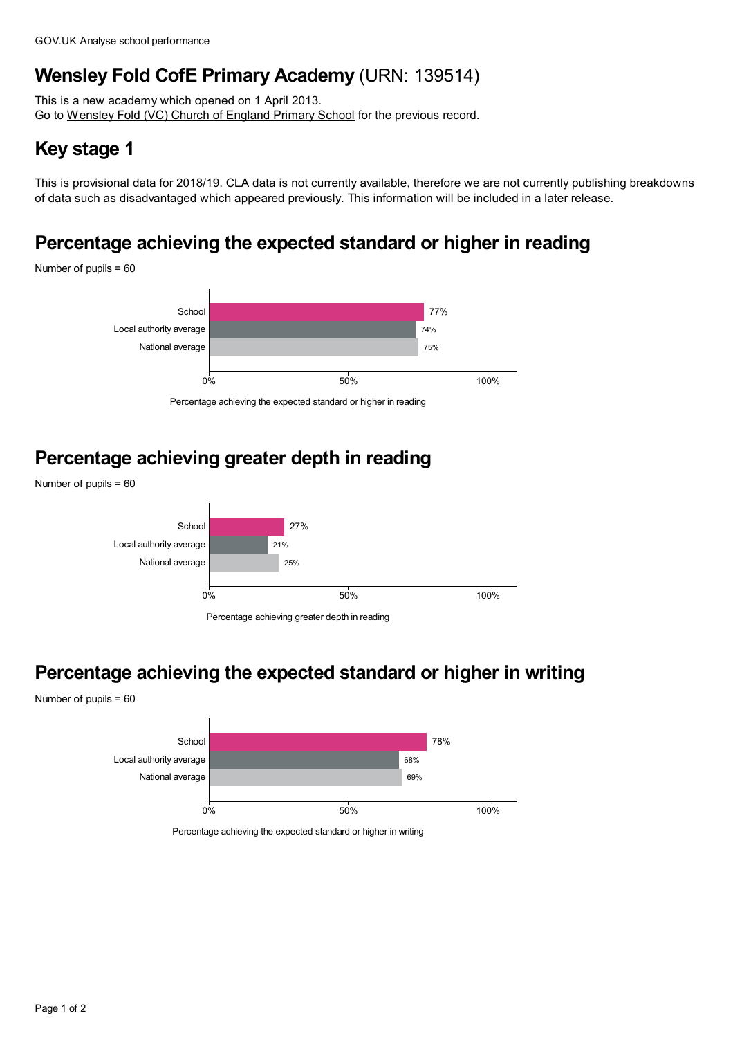GOV.UK Analyse school performance

# Wensley Fold CofE Primary Academy (URN: 139514)

This is a new academy which opened on 1 April 2013.
Go to Wensley Fold (VC) Church of England Primary School for the previous record.

## Key stage 1

This is provisional data for 2018/19. CLA data is not currently available, therefore we are not currently publishing breakdowns of data such as disadvantaged which appeared previously. This information will be included in a later release.

## Percentage achieving the expected standard or higher in reading

Number of pupils = 60

| | Percentage achieving the expected standard or higher in reading |
|---|---|
| School | 77% |
| Local authority average | 74% |
| National average | 75% |

## Percentage achieving greater depth in reading

Number of pupils = 60

| | Percentage achieving greater depth in reading |
|---|---|
| School | 27% |
| Local authority average | 21% |
| National average | 25% |

## Percentage achieving the expected standard or higher in writing

Number of pupils = 60

| | Percentage achieving the expected standard or higher in writing |
|---|---|
| School | 78% |
| Local authority average | 68% |
| National average | 69% |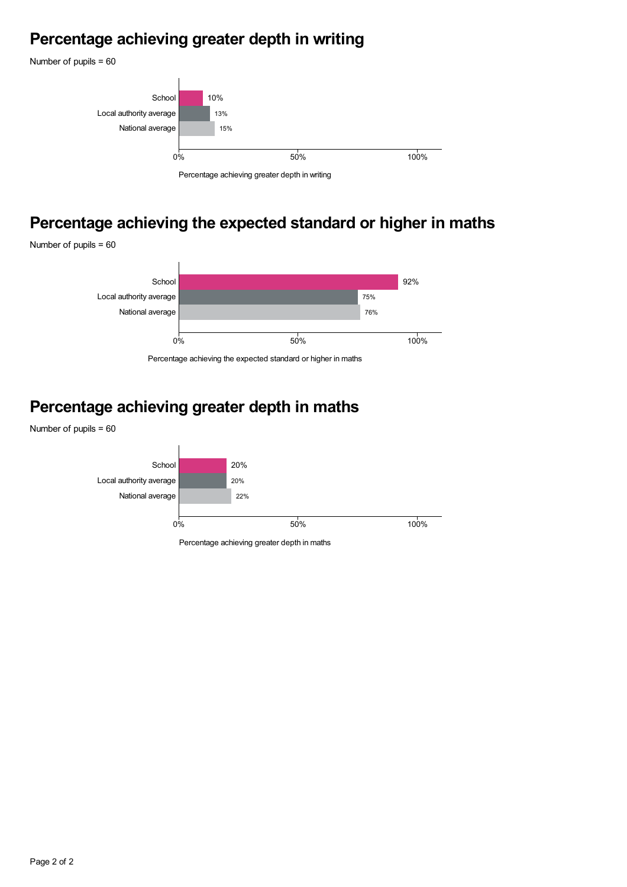## Percentage achieving greater depth in writing

Number of pupils = 60

School 10%

Local authority average 13%

National average 15%

0% 50% 100%

Percentage achieving greater depth in writing

## Percentage achieving the expected standard or higher in maths

Number of pupils = 60

School 92%

Local authority average 75%

National average 76%

0% 50% 100%

Percentage achieving the expected standard or higher in maths

## Percentage achieving greater depth in maths

Number of pupils = 60

School 20%

Local authority average 20%

National average 22%

0% 50% 100%

Percentage achieving greater depth in maths